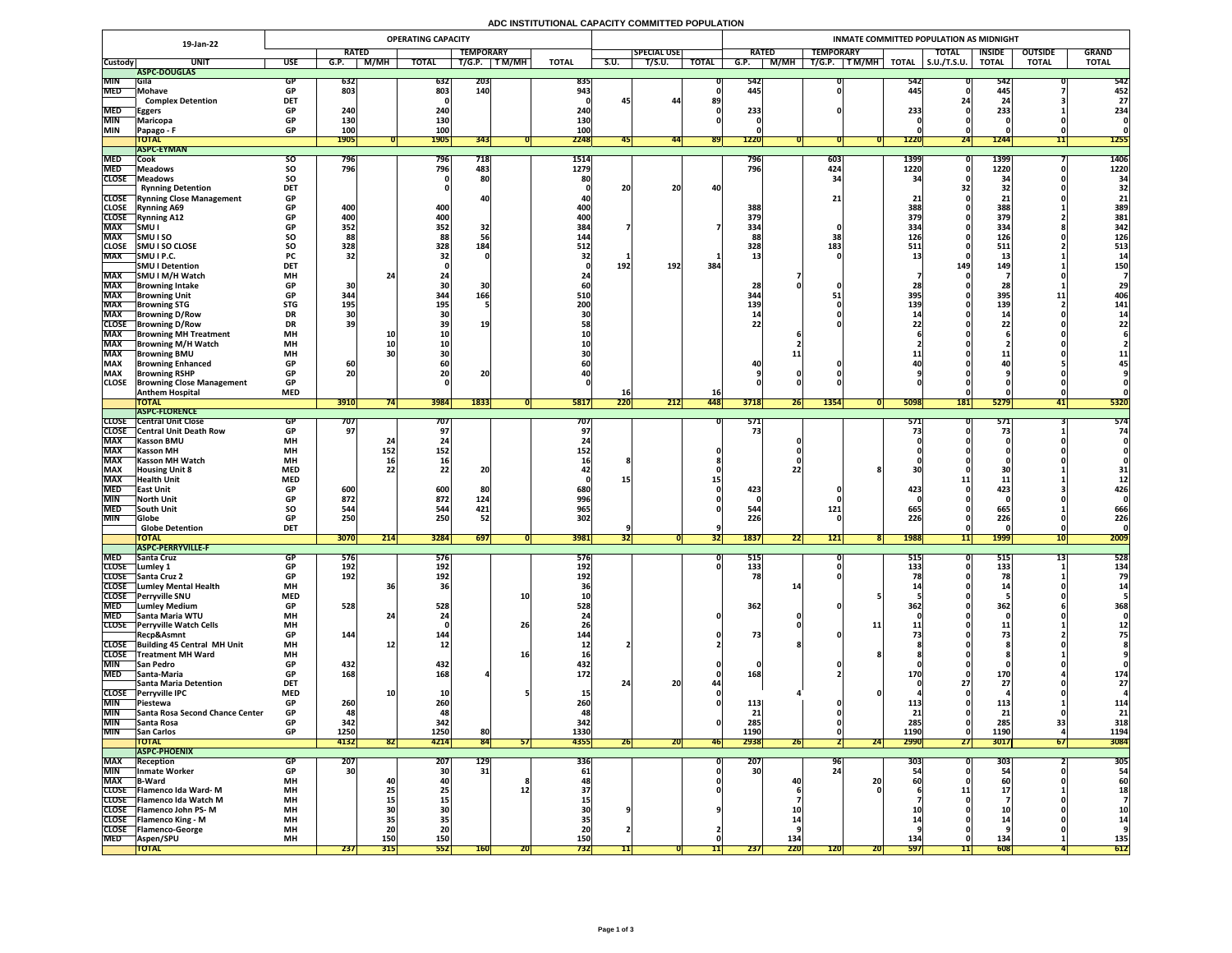# ADC INSTITUTIONAL CAPACITY COMMITTED POPULATION

| 19-Jan-22 | | | OPERATING CAPACITY | | | | | | | | | INMATE COMMITTED POPULATION AS MIDNIGHT | | | | | | | | |
|---|---|---|---|---|---|---|---|---|---|---|---|---|---|---|---|---|---|---|---|---|
| | | | RATED | | | TEMPORARY | | | | SPECIAL USE | | RATED | | TEMPORARY | | | TOTAL | INSIDE | OUTSIDE | GRAND |
| Custody | UNIT | USE | G.P. | M/MH | TOTAL | T/G.P. | T M/MH | TOTAL | S.U. | T/S.U. | TOTAL | G.P. | M/MH | T/G.P. | T M/MH | TOTAL | S.U./T.S.U. | TOTAL | TOTAL | TOTAL |
| | **ASPC-DOUGLAS** | | | | | | | | | | | | | | | | | | | |
| MIN | Gila | GP | 632 | | 632 | 203 | | 835 | | | 0 | 542 | | 0 | | 542 | 0 | 542 | 0 | 542 |
| MED | Mohave | GP | 803 | | 803 | 140 | | 943 | | | 0 | 445 | | 0 | | 445 | 0 | 445 | 7 | 452 |
| | Complex Detention | DET | | | 0 | | | 0 | 45 | 44 | 89 | | | | | | 24 | 24 | 3 | 27 |
| MED | Eggers | GP | 240 | | 240 | | | 240 | | | 0 | 233 | | 0 | | 233 | 0 | 233 | 1 | 234 |
| MIN | Maricopa | GP | 130 | | 130 | | | 130 | | | 0 | 0 | | | | 0 | 0 | 0 | 0 | 0 |
| MIN | Papago - F | GP | 100 | | 100 | | | 100 | | | | 0 | | | | 0 | 0 | 0 | 0 | 0 |
| | **TOTAL** | | 1905 | 0 | 1905 | 343 | 0 | 2248 | 45 | 44 | 89 | 1220 | 0 | 0 | 0 | 1220 | 24 | 1244 | 11 | 1255 |
| | **ASPC-EYMAN** | | | | | | | | | | | | | | | | | | | |
| MED | Cook | SO | 796 | | 796 | 718 | | 1514 | | | | 796 | | 603 | | 1399 | 0 | 1399 | 7 | 1406 |
| MED | Meadows | SO | 796 | | 796 | 483 | | 1279 | | | | 796 | | 424 | | 1220 | 0 | 1220 | 0 | 1220 |
| CLOSE | Meadows | SO | | | 0 | 80 | | 80 | | | | | | 34 | | 34 | 0 | 34 | 0 | 34 |
| | Rynning Detention | DET | | | 0 | | | 0 | 20 | 20 | 40 | | | | | | 32 | 32 | 0 | 32 |
| CLOSE | Rynning Close Management | GP | | | | 40 | | 40 | | | | | | 21 | | 21 | 0 | 21 | 0 | 21 |
| CLOSE | Rynning A69 | GP | 400 | | 400 | | | 400 | | | | 388 | | | | 388 | 0 | 388 | 1 | 389 |
| CLOSE | Rynning A12 | GP | 400 | | 400 | | | 400 | | | | 379 | | | | 379 | 0 | 379 | 2 | 381 |
| MAX | SMU I | GP | 352 | | 352 | 32 | | 384 | 7 | | 7 | 334 | | 0 | | 334 | 0 | 334 | 8 | 342 |
| MAX | SMU I SO | SO | 88 | | 88 | 56 | | 144 | | | | 88 | | 38 | | 126 | 0 | 126 | 0 | 126 |
| CLOSE | SMU I SO CLOSE | SO | 328 | | 328 | 184 | | 512 | 1 | | 1 | 328 | | 183 | | 511 | 0 | 511 | 2 | 513 |
| MAX | SMU I P.C. | PC | 32 | | 32 | 0 | | 32 | 1 | | 1 | 13 | | 0 | | 13 | 0 | 13 | 1 | 14 |
| | SMU I Detention | DET | | | 0 | | | 0 | 192 | 192 | 384 | | | | | | 149 | 149 | 1 | 150 |
| MAX | SMU I M/H Watch | MH | | 24 | 24 | | | 24 | | | | | 7 | | | 7 | 0 | 7 | 0 | 7 |
| MAX | Browning Intake | GP | 30 | | 30 | 30 | | 60 | | | | 28 | 0 | 0 | | 28 | 0 | 28 | 1 | 29 |
| MAX | Browning Unit | GP | 344 | | 344 | 166 | | 510 | | | | 344 | | 51 | | 395 | 0 | 395 | 11 | 406 |
| MAX | Browning STG | STG | 195 | | 195 | 5 | | 200 | | | | 139 | | 0 | | 139 | 0 | 139 | 2 | 141 |
| MAX | Browning D/Row | DR | 30 | | 30 | | | 30 | | | | 14 | | 0 | | 14 | 0 | 14 | 0 | 14 |
| CLOSE | Browning D/Row | DR | 39 | | 39 | 19 | | 58 | | | | 22 | | 0 | | 22 | 0 | 22 | 0 | 22 |
| MAX | Browning MH Treatment | MH | | 10 | 10 | | | 10 | | | | | 6 | | | 6 | 0 | 6 | 0 | 6 |
| MAX | Browning M/H Watch | MH | | 10 | 10 | | | 10 | | | | | 2 | | | 2 | 0 | 2 | 0 | 2 |
| MAX | Browning BMU | MH | | 30 | 30 | | | 30 | | | | | 11 | | | 11 | 0 | 11 | 0 | 11 |
| MAX | Browning Enhanced | GP | 60 | | 60 | | | 60 | | | | 40 | | 0 | | 40 | 0 | 40 | 5 | 45 |
| MAX | Browning RSHP | GP | 20 | | 20 | 20 | | 40 | | | | 9 | 0 | 0 | | 9 | 0 | 9 | 0 | 9 |
| CLOSE | Browning Close Management | GP | | | 0 | | | 0 | | | | 0 | 0 | 0 | | 0 | 0 | 0 | 0 | 0 |
| | Anthem Hospital | MED | | | | | | | 16 | | 16 | | | | | | 0 | 0 | 0 | 0 |
| | **TOTAL** | | 3910 | 74 | 3984 | 1833 | 0 | 5817 | 220 | 212 | 448 | 3718 | 26 | 1354 | 0 | 5098 | 181 | 5279 | 41 | 5320 |
| | **ASPC-FLORENCE** | | | | | | | | | | | | | | | | | | | |
| CLOSE | Central Unit Close | GP | 707 | | 707 | | | 707 | | | 0 | 571 | | | | 571 | 0 | 571 | 3 | 574 |
| CLOSE | Central Unit Death Row | GP | 97 | | 97 | | | 97 | | | | 73 | | | | 73 | 0 | 73 | 1 | 74 |
| MAX | Kasson BMU | MH | | 24 | 24 | | | 24 | | | | | 0 | | | 0 | 0 | 0 | 0 | 0 |
| MAX | Kasson MH | MH | | 152 | 152 | | | 152 | | | 0 | | 0 | | | 0 | 0 | 0 | 0 | 0 |
| MAX | Kasson MH Watch | MH | | 16 | 16 | | | 16 | 8 | | 8 | | 0 | | | 0 | 0 | 0 | 0 | 0 |
| MAX | Housing Unit 8 | MED | | 22 | 22 | 20 | | 42 | | | 0 | | 22 | | 8 | 30 | 0 | 30 | 1 | 31 |
| MAX | Health Unit | MED | | | | | | 0 | 15 | | 15 | | | | | | 11 | 11 | 1 | 12 |
| MED | East Unit | GP | 600 | | 600 | 80 | | 680 | | | 0 | 423 | | 0 | | 423 | 0 | 423 | 3 | 426 |
| MIN | North Unit | GP | 872 | | 872 | 124 | | 996 | | | 0 | 0 | | 0 | | 0 | 0 | 0 | 0 | 0 |
| MED | South Unit | SO | 544 | | 544 | 421 | | 965 | | | 0 | 544 | | 121 | | 665 | 0 | 665 | 1 | 666 |
| MIN | Globe | GP | 250 | | 250 | 52 | | 302 | | | | 226 | | 0 | | 226 | 0 | 226 | 0 | 226 |
| | Globe Detention | DET | | | | | | | 9 | | 9 | | | | | | 0 | 0 | 0 | 0 |
| | **TOTAL** | | 3070 | 214 | 3284 | 697 | 0 | 3981 | 32 | 0 | 32 | 1837 | 22 | 121 | 8 | 1988 | 11 | 1999 | 10 | 2009 |
| | **ASPC-PERRYVILLE-F** | | | | | | | | | | | | | | | | | | | |
| MED | Santa Cruz | GP | 576 | | 576 | | | 576 | | | 0 | 515 | | 0 | | 515 | 0 | 515 | 13 | 528 |
| CLOSE | Lumley 1 | GP | 192 | | 192 | | | 192 | | | 0 | 133 | | 0 | | 133 | 0 | 133 | 1 | 134 |
| CLOSE | Santa Cruz 2 | GP | 192 | | 192 | | | 192 | | | | 78 | | 0 | | 78 | 0 | 78 | 1 | 79 |
| CLOSE | Lumley Mental Health | MH | | 36 | 36 | | | 36 | | | | | 14 | | | 14 | 0 | 14 | 0 | 14 |
| CLOSE | Perryville SNU | MED | | | | | 10 | 10 | | | | | | | 5 | 5 | 0 | 5 | 0 | 5 |
| MED | Lumley Medium | GP | 528 | | 528 | | | 528 | | | | 362 | | 0 | | 362 | 0 | 362 | 6 | 368 |
| MED | Santa Maria WTU | MH | | 24 | 24 | | | 24 | | | 0 | | 0 | | | 0 | 0 | 0 | 0 | 0 |
| CLOSE | Perryville Watch Cells | MH | | | 0 | | 26 | 26 | | | | | 0 | | 11 | 11 | 0 | 11 | 1 | 12 |
| | Recp&Asmnt | GP | 144 | | 144 | | | 144 | | | 0 | 73 | | 0 | | 73 | 0 | 73 | 2 | 75 |
| CLOSE | Building 45 Central MH Unit | MH | | 12 | 12 | | | 12 | 2 | | 2 | | 8 | | | 8 | 0 | 8 | 0 | 8 |
| CLOSE | Treatment MH Ward | MH | | | | | 16 | 16 | | | | | | | 8 | 8 | 0 | 8 | 1 | 9 |
| MIN | San Pedro | GP | 432 | | 432 | | | 432 | | | 0 | 0 | | 0 | | 0 | 0 | 0 | 0 | 0 |
| MED | Santa-Maria | GP | 168 | | 168 | 4 | | 172 | | | 0 | 168 | | 2 | | 170 | 0 | 170 | 4 | 174 |
| | Santa Maria Detention | DET | | | | | | | 24 | 20 | 44 | | | | | 0 | 27 | 27 | 0 | 27 |
| CLOSE | Perryville IPC | MED | | 10 | 10 | | 5 | 15 | | | 0 | | 4 | | 0 | 4 | 0 | 4 | 0 | 4 |
| MIN | Piestewa | GP | 260 | | 260 | | | 260 | | | 0 | 113 | | 0 | | 113 | 0 | 113 | 1 | 114 |
| MIN | Santa Rosa Second Chance Center | GP | 48 | | 48 | | | 48 | | | | 21 | | 0 | | 21 | 0 | 21 | 0 | 21 |
| MIN | Santa Rosa | GP | 342 | | 342 | | | 342 | | | 0 | 285 | | 0 | | 285 | 0 | 285 | 33 | 318 |
| MIN | San Carlos | GP | 1250 | | 1250 | 80 | | 1330 | | | | 1190 | | 0 | | 1190 | 0 | 1190 | 4 | 1194 |
| | **TOTAL** | | 4132 | 82 | 4214 | 84 | 57 | 4355 | 26 | 20 | 46 | 2938 | 26 | 2 | 24 | 2990 | 27 | 3017 | 67 | 3084 |
| | **ASPC-PHOENIX** | | | | | | | | | | | | | | | | | | | |
| MAX | Reception | GP | 207 | | 207 | 129 | | 336 | | | 0 | 207 | | 96 | | 303 | 0 | 303 | 2 | 305 |
| MIN | Inmate Worker | GP | 30 | | 30 | 31 | | 61 | | | 0 | 30 | | 24 | | 54 | 0 | 54 | 0 | 54 |
| MAX | B-Ward | MH | | 40 | 40 | | 8 | 48 | | | 0 | | 40 | | 20 | 60 | 0 | 60 | 0 | 60 |
| CLOSE | Flamenco Ida Ward- M | MH | | 25 | 25 | | 12 | 37 | | | 0 | | 6 | | 0 | 6 | 11 | 17 | 1 | 18 |
| CLOSE | Flamenco Ida Watch M | MH | | 15 | 15 | | | 15 | | | | | 7 | | | 7 | 0 | 7 | 0 | 7 |
| CLOSE | Flamenco John PS- M | MH | | 30 | 30 | | | 30 | 9 | | 9 | | 10 | | | 10 | 0 | 10 | 0 | 10 |
| CLOSE | Flamenco King - M | MH | | 35 | 35 | | | 35 | | | | | 14 | | | 14 | 0 | 14 | 0 | 14 |
| CLOSE | Flamenco-George | MH | | 20 | 20 | | | 20 | 2 | | 2 | | 9 | | | 9 | 0 | 9 | 0 | 9 |
| MED | Aspen/SPU | MH | | 150 | 150 | | | 150 | | | 0 | | 134 | | | 134 | 0 | 134 | 1 | 135 |
| | **TOTAL** | | 237 | 315 | 552 | 160 | 20 | 732 | 11 | 0 | 11 | 237 | 220 | 120 | 20 | 597 | 11 | 608 | 4 | 612 |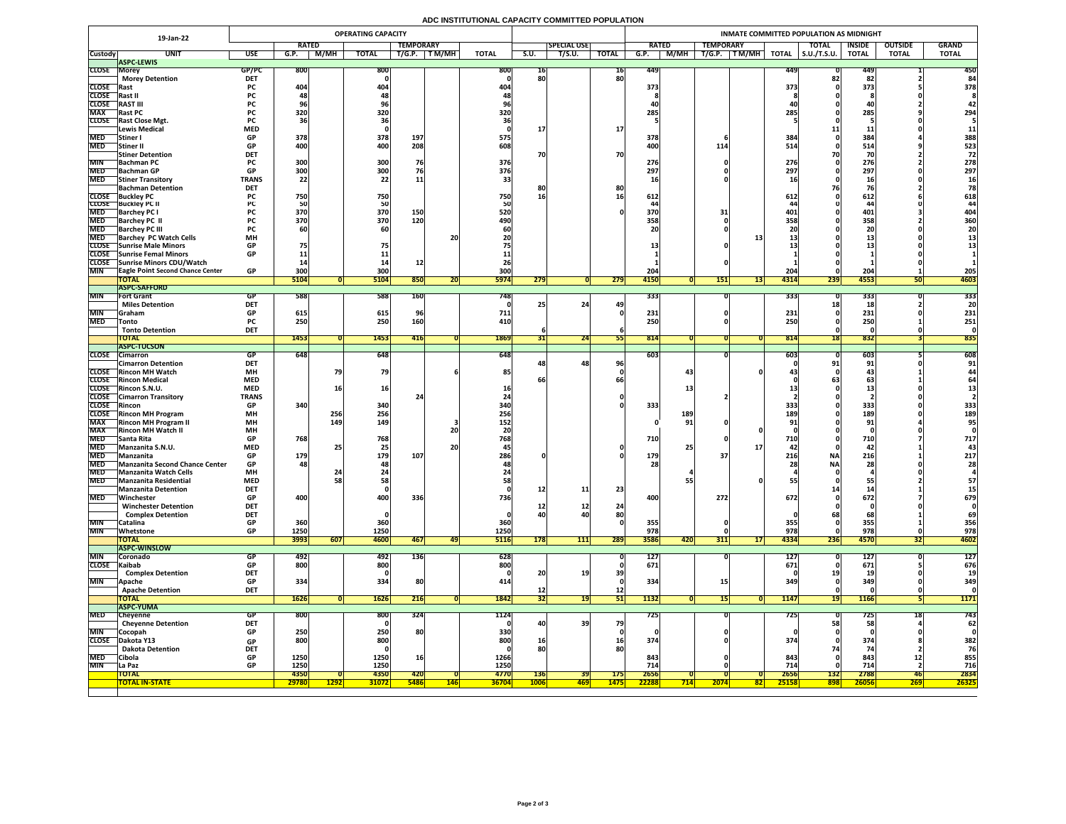# ADC INSTITUTIONAL CAPACITY COMMITTED POPULATION

| 19-Jan-22 | | | OPERATING CAPACITY | | | | | | | | | | INMATE COMMITTED POPULATION AS MIDNIGHT | | | | | | | | | |
|---|---|---|---|---|---|---|---|---|---|---|---|---|---|---|---|---|---|---|---|---|---|---|
| | | | RATED | | | TEMPORARY | | | | SPECIAL USE | | | RATED | | TEMPORARY | | | TOTAL | INSIDE | OUTSIDE | GRAND |
| Custody | UNIT | USE | G.P. | M/MH | TOTAL | T/G.P. | T M/MH | TOTAL | S.U. | T/S.U. | TOTAL | G.P. | M/MH | T/G.P. | T M/MH | TOTAL | S.U./T.S.U. | TOTAL | TOTAL | TOTAL |
| | **ASPC-LEWIS** | | | | | | | | | | | | | | | | | | | |
| CLOSE | Morey | GP/PC | 800 | | 800 | | | 800 | 16 | | 16 | 449 | | | | 449 | 0 | 449 | 1 | 450 |
| | Morey Detention | DET | | | 0 | | | 0 | 80 | | 80 | | | | | | 82 | 82 | 2 | 84 |
| CLOSE | Rast | PC | 404 | | 404 | | | 404 | | | | 373 | | | | 373 | 0 | 373 | 5 | 378 |
| CLOSE | Rast II | PC | 48 | | 48 | | | 48 | | | | 8 | | | | 8 | 0 | 8 | 0 | 8 |
| CLOSE | RAST III | PC | 96 | | 96 | | | 96 | | | | 40 | | | | 40 | 0 | 40 | 2 | 42 |
| MAX | Rast PC | PC | 320 | | 320 | | | 320 | | | | 285 | | | | 285 | 0 | 285 | 9 | 294 |
| CLOSE | Rast Close Mgt. | PC | 36 | | 36 | | | 36 | | | | 5 | | | | 5 | 0 | 5 | 0 | 5 |
| | Lewis Medical | MED | | | 0 | | | 0 | 17 | | 17 | | | | | | 11 | 11 | 0 | 11 |
| MED | Stiner I | GP | 378 | | 378 | 197 | | 575 | | | | 378 | | 6 | | 384 | 0 | 384 | 4 | 388 |
| MED | Stiner II | GP | 400 | | 400 | 208 | | 608 | | | | 400 | | 114 | | 514 | 0 | 514 | 9 | 523 |
| | Stiner Detention | DET | | | | | | | 70 | | 70 | | | | | | 70 | 70 | 2 | 72 |
| MIN | Bachman PC | PC | 300 | | 300 | 76 | | 376 | | | | 276 | | 0 | | 276 | 0 | 276 | 2 | 278 |
| MED | Bachman GP | GP | 300 | | 300 | 76 | | 376 | | | | 297 | | 0 | | 297 | 0 | 297 | 0 | 297 |
| MED | Stiner Transitory | TRANS | 22 | | 22 | 11 | | 33 | | | | 16 | | 0 | | 16 | 0 | 16 | 0 | 16 |
| | Bachman Detention | DET | | | | | | | 80 | | 80 | | | | | | 76 | 76 | 2 | 78 |
| CLOSE | Buckley PC | PC | 750 | | 750 | | | 750 | 16 | | 16 | 612 | | | | 612 | 0 | 612 | 6 | 618 |
| CLOSE | Buckley PC II | PC | 50 | | 50 | | | 50 | | | | 44 | | | | 44 | 0 | 44 | 0 | 44 |
| MED | Barchey PC I | PC | 370 | | 370 | 150 | | 520 | | | 0 | 370 | | 31 | | 401 | 0 | 401 | 3 | 404 |
| MED | Barchey PC II | PC | 370 | | 370 | 120 | | 490 | | | | 358 | | 0 | | 358 | 0 | 358 | 2 | 360 |
| MED | Barchey PC III | PC | 60 | | 60 | | | 60 | | | | 20 | | 0 | | 20 | 0 | 20 | 0 | 20 |
| MED | Barchey PC Watch Cells | MH | | | | | 20 | 20 | | | | | | | 13 | 13 | 0 | 13 | 0 | 13 |
| CLOSE | Sunrise Male Minors | GP | 75 | | 75 | | | 75 | | | | 13 | | 0 | | 13 | 0 | 13 | 0 | 13 |
| CLOSE | Sunrise Femal Minors | GP | 11 | | 11 | | | 11 | | | | 1 | | | | 1 | 0 | 1 | 0 | 1 |
| CLOSE | Sunrise Minors CDU/Watch | | 14 | | 14 | 12 | | 26 | | | | 1 | | 0 | | 1 | 0 | 1 | 0 | 1 |
| MIN | Eagle Point Second Chance Center | GP | 300 | | 300 | | | 300 | | | | 204 | | | | 204 | 0 | 204 | 1 | 205 |
| | **TOTAL** | | **5104** | **0** | **5104** | **850** | **20** | **5974** | **279** | **0** | **279** | **4150** | **0** | **151** | **13** | **4314** | **239** | **4553** | **50** | **4603** |
| | **ASPC-SAFFORD** | | | | | | | | | | | | | | | | | | | |
| MIN | Fort Grant | GP | 588 | | 588 | 160 | | 748 | | | | 333 | | 0 | | 333 | 0 | 333 | 0 | 333 |
| | Miles Detention | DET | | | | | | 0 | 25 | 24 | 49 | | | | | | 18 | 18 | 2 | 20 |
| MIN | Graham | GP | 615 | | 615 | 96 | | 711 | | | 0 | 231 | | 0 | | 231 | 0 | 231 | 0 | 231 |
| MED | Tonto | PC | 250 | | 250 | 160 | | 410 | | | | 250 | | 0 | | 250 | 0 | 250 | 1 | 251 |
| | Tonto Detention | DET | | | | | | | 6 | | 6 | | | | | | 0 | 0 | 0 | 0 |
| | **TOTAL** | | **1453** | **0** | **1453** | **416** | **0** | **1869** | **31** | **24** | **55** | **814** | **0** | **0** | **0** | **814** | **18** | **832** | **3** | **835** |
| | **ASPC-TUCSON** | | | | | | | | | | | | | | | | | | | |
| CLOSE | Cimarron | GP | 648 | | 648 | | | 648 | | | | 603 | | 0 | | 603 | 0 | 603 | 5 | 608 |
| | Cimarron Detention | DET | | | | | | | 48 | 48 | 96 | | | | | 0 | 91 | 91 | 0 | 91 |
| CLOSE | Rincon MH Watch | MH | | 79 | 79 | | 6 | 85 | | | 0 | | 43 | | 0 | 43 | 0 | 43 | 1 | 44 |
| CLOSE | Rincon Medical | MED | | | | | | | 66 | | 66 | | | | | 0 | 63 | 63 | 1 | 64 |
| CLOSE | Rincon S.N.U. | MED | | 16 | 16 | | | 16 | | | | | 13 | | | 13 | 0 | 13 | 0 | 13 |
| CLOSE | Cimarron Transitory | TRANS | | | | 24 | | 24 | | | 0 | | | 2 | | 2 | 0 | 2 | 0 | 2 |
| CLOSE | Rincon | GP | 340 | | 340 | | | 340 | | | 0 | 333 | | | | 333 | 0 | 333 | 0 | 333 |
| CLOSE | Rincon MH Program | MH | | 256 | 256 | | | 256 | | | | | 189 | | | 189 | 0 | 189 | 0 | 189 |
| MAX | Rincon MH Program II | MH | | 149 | 149 | | 3 | 152 | | | | 0 | 91 | 0 | | 91 | 0 | 91 | 4 | 95 |
| MAX | Rincon MH Watch II | MH | | | | | 20 | 20 | | | | | | | 0 | 0 | 0 | 0 | 0 | 0 |
| MED | Santa Rita | GP | 768 | | 768 | | | 768 | | | | 710 | | 0 | | 710 | 0 | 710 | 7 | 717 |
| MED | Manzanita S.N.U. | MED | | 25 | 25 | | 20 | 45 | | | 0 | | 25 | | 17 | 42 | 0 | 42 | 1 | 43 |
| MED | Manzanita | GP | 179 | | 179 | 107 | | 286 | 0 | | 0 | 179 | | 37 | | 216 | NA | 216 | 1 | 217 |
| MED | Manzanita Second Chance Center | GP | 48 | | 48 | | | 48 | | | | 28 | | | | 28 | NA | 28 | 0 | 28 |
| MED | Manzanita Watch Cells | MH | | 24 | 24 | | | 24 | | | | | 4 | | | 4 | 0 | 4 | 0 | 4 |
| MED | Manzanita Residential | MED | | 58 | 58 | | | 58 | | | | | 55 | | 0 | 55 | 0 | 55 | 2 | 57 |
| | Manzanita Detention | DET | | | 0 | | | 0 | 12 | 11 | 23 | | | | | | 14 | 14 | 1 | 15 |
| MED | Winchester | GP | 400 | | 400 | 336 | | 736 | | | | 400 | | 272 | | 672 | 0 | 672 | 7 | 679 |
| | Winchester Detention | DET | | | | | | | 12 | 12 | 24 | | | | | | 0 | 0 | 0 | 0 |
| | Complex Detention | DET | | | 0 | | | 0 | 40 | 40 | 80 | | | | | 0 | 68 | 68 | 1 | 69 |
| MIN | Catalina | GP | 360 | | 360 | | | 360 | | | 0 | 355 | | 0 | | 355 | 0 | 355 | 1 | 356 |
| MIN | Whetstone | GP | 1250 | | 1250 | | | 1250 | | | | 978 | | 0 | | 978 | 0 | 978 | 0 | 978 |
| | **TOTAL** | | **3993** | **607** | **4600** | **467** | **49** | **5116** | **178** | **111** | **289** | **3586** | **420** | **311** | **17** | **4334** | **236** | **4570** | **32** | **4602** |
| | **ASPC-WINSLOW** | | | | | | | | | | | | | | | | | | | |
| MIN | Coronado | GP | 492 | | 492 | 136 | | 628 | | | 0 | 127 | | 0 | | 127 | 0 | 127 | 0 | 127 |
| CLOSE | Kaibab | GP | 800 | | 800 | | | 800 | | | 0 | 671 | | | | 671 | 0 | 671 | 5 | 676 |
| | Complex Detention | DET | | | 0 | | | 0 | 20 | 19 | 39 | | | | | 0 | 19 | 19 | 0 | 19 |
| MIN | Apache | GP | 334 | | 334 | 80 | | 414 | | | 0 | 334 | | 15 | | 349 | 0 | 349 | 0 | 349 |
| | Apache Detention | DET | | | | | | | 12 | | 12 | | | | | | 0 | 0 | 0 | 0 |
| | **TOTAL** | | **1626** | **0** | **1626** | **216** | **0** | **1842** | **32** | **19** | **51** | **1132** | **0** | **15** | **0** | **1147** | **19** | **1166** | **5** | **1171** |
| | **ASPC-YUMA** | | | | | | | | | | | | | | | | | | | |
| MED | Cheyenne | GP | 800 | | 800 | 324 | | 1124 | | | | 725 | | 0 | | 725 | 0 | 725 | 18 | 743 |
| | Cheyenne Detention | DET | | | 0 | | | 0 | 40 | 39 | 79 | | | | | | 58 | 58 | 4 | 62 |
| MIN | Cocopah | GP | 250 | | 250 | 80 | | 330 | | | 0 | 0 | | 0 | | 0 | 0 | 0 | 0 | 0 |
| CLOSE | Dakota Y13 | GP | 800 | | 800 | | | 800 | 16 | | 16 | 374 | | 0 | | 374 | 0 | 374 | 8 | 382 |
| | Dakota Detention | DET | | | 0 | | | 0 | 80 | | 80 | | | | | | 74 | 74 | 2 | 76 |
| MED | Cibola | GP | 1250 | | 1250 | 16 | | 1266 | | | | 843 | | 0 | | 843 | 0 | 843 | 12 | 855 |
| MIN | La Paz | GP | 1250 | | 1250 | | | 1250 | | | | 714 | | 0 | | 714 | 0 | 714 | 2 | 716 |
| | **TOTAL** | | **4350** | **0** | **4350** | **420** | **0** | **4770** | **136** | **39** | **175** | **2656** | **0** | **0** | **0** | **2656** | **132** | **2788** | **46** | **2834** |
| | **TOTAL IN-STATE** | | **29780** | **1292** | **31072** | **5486** | **146** | **36704** | **1006** | **469** | **1475** | **22288** | **714** | **2074** | **82** | **25158** | **898** | **26056** | **269** | **26325** |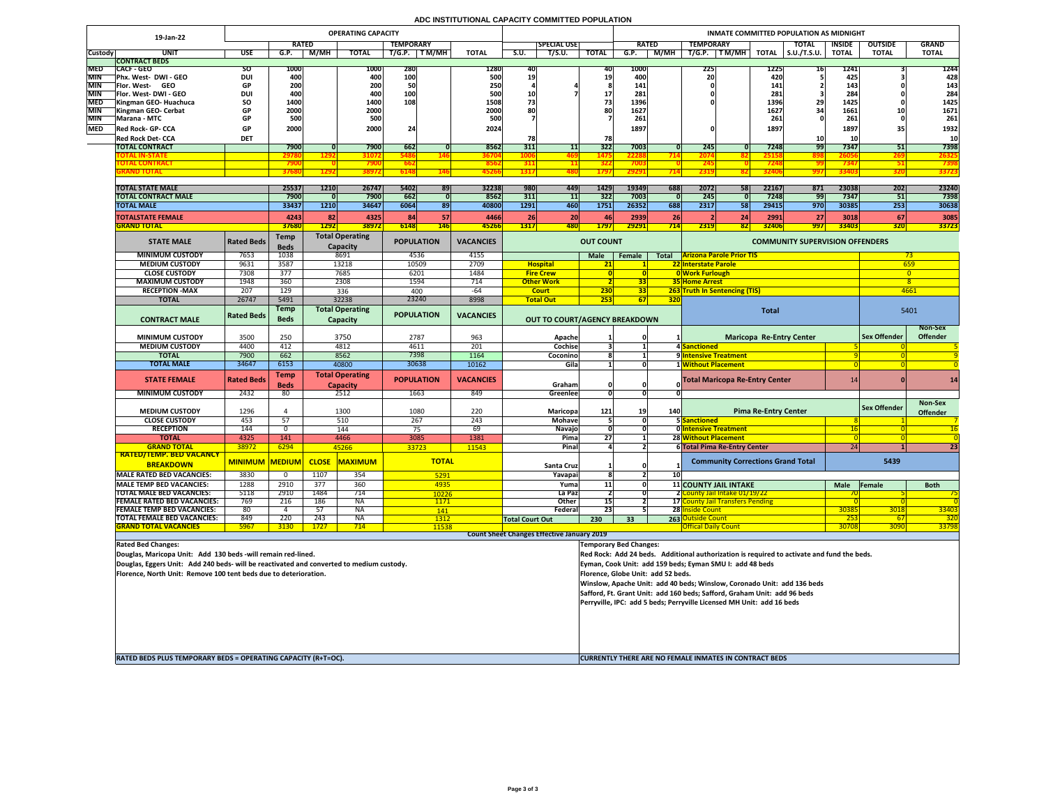# ADC INSTITUTIONAL CAPACITY COMMITTED POPULATION

| 19-Jan-22 | | | OPERATING CAPACITY | | | | | | | | | | INMATE COMMITTED POPULATION AS MIDNIGHT | | | | | | | | | |
|---|---|---|---|---|---|---|---|---|---|---|---|---|---|---|---|---|---|---|---|---|---|---|
| | | | RATED | | | TEMPORARY | | | | SPECIAL USE | | | RATED | | TEMPORARY | | | TOTAL | INSIDE | OUTSIDE | GRAND |
| Custody | UNIT | USE | G.P. | M/MH | TOTAL | T/G.P. | T M/MH | TOTAL | S.U. | T/S.U. | TOTAL | G.P. | M/MH | T/G.P. | T M/MH | TOTAL | S.U./T.S.U. | TOTAL | TOTAL | TOTAL |
| | CONTRACT BEDS | | | | | | | | | | | | | | | | | | | |
| MED | CACF - GEO | SO | 1000 | | 1000 | 280 | | 1280 | 40 | | 40 | 1000 | | 225 | | 1225 | 16 | 1241 | 3 | 1244 |
| MIN | Phx. West- DWI - GEO | DUI | 400 | | 400 | 100 | | 500 | 19 | | 19 | 400 | | 20 | | 420 | 5 | 425 | 3 | 428 |
| MIN | Flor. West- GEO | GP | 200 | | 200 | 50 | | 250 | 4 | 4 | 8 | 141 | | 0 | | 141 | 2 | 143 | 0 | 143 |
| MIN | Flor. West- DWI - GEO | DUI | 400 | | 400 | 100 | | 500 | 10 | 7 | 17 | 281 | | 0 | | 281 | 3 | 284 | 0 | 284 |
| MED | Kingman GEO- Huachuca | SO | 1400 | | 1400 | 108 | | 1508 | 73 | | 73 | 1396 | | 0 | | 1396 | 29 | 1425 | 0 | 1425 |
| MIN | Kingman GEO- Cerbat | GP | 2000 | | 2000 | | | 2000 | 80 | | 80 | 1627 | | | | 1627 | 34 | 1661 | 10 | 1671 |
| MIN | Marana - MTC | GP | 500 | | 500 | | | 500 | 7 | | 7 | 261 | | | | 261 | 0 | 261 | 0 | 261 |
| MED | Red Rock- GP- CCA | GP | 2000 | | 2000 | 24 | | 2024 | | | | 1897 | | 0 | | 1897 | | 1897 | 35 | 1932 |
| | Red Rock Det- CCA | DET | | | | | | | 78 | | 78 | | | | | | 10 | 10 | | 10 |
| | TOTAL CONTRACT | | 7900 | 0 | 7900 | 662 | 0 | 8562 | 311 | 11 | 322 | 7003 | 0 | 245 | 0 | 7248 | 99 | 7347 | 51 | 7398 |
| | TOTAL IN-STATE | | 29780 | 1292 | 31072 | 5486 | 146 | 36704 | 1006 | 469 | 1475 | 22288 | 714 | 2074 | 82 | 25158 | 898 | 26056 | 269 | 26325 |
| | TOTAL CONTRACT | | 7900 | 0 | 7900 | 662 | | 8562 | 311 | 11 | 322 | 7003 | 0 | 245 | 0 | 7248 | 99 | 7347 | 51 | 7398 |
| | GRAND TOTAL | | 37680 | 1292 | 38972 | 6148 | 146 | 45266 | 1317 | 480 | 1797 | 29291 | 714 | 2319 | 82 | 32406 | 997 | 33403 | 320 | 33723 |
| | TOTAL STATE MALE | | 25537 | 1210 | 26747 | 5402 | 89 | 32238 | 980 | 449 | 1429 | 19349 | 688 | 2072 | 58 | 22167 | 871 | 23038 | 202 | 23240 |
| | TOTAL CONTRACT MALE | | 7900 | 0 | 7900 | 662 | 0 | 8562 | 311 | 11 | 322 | 7003 | 0 | 245 | 0 | 7248 | 99 | 7347 | 51 | 7398 |
| | TOTAL MALE | | 33437 | 1210 | 34647 | 6064 | 89 | 40800 | 1291 | 460 | 1751 | 26352 | 688 | 2317 | 58 | 29415 | 970 | 30385 | 253 | 30638 |
| | TOTALSTATE FEMALE | | 4243 | 82 | 4325 | 84 | 57 | 4466 | 26 | 20 | 46 | 2939 | 26 | 2 | 24 | 2991 | 27 | 3018 | 67 | 3085 |
| | GRAND TOTAL | | 37680 | 1292 | 38972 | 6148 | 146 | 45266 | 1317 | 480 | 1797 | 29291 | 714 | 2319 | 82 | 32406 | 997 | 33403 | 320 | 33723 |

| STATE MALE | Rated Beds | Temp Beds | Total Operating Capacity | POPULATION | VACANCIES |
|---|---|---|---|---|---|
| MINIMUM CUSTODY | 7653 | 1038 | 8691 | 4536 | 4155 |
| MEDIUM CUSTODY | 9631 | 3587 | 13218 | 10509 | 2709 |
| CLOSE CUSTODY | 7308 | 377 | 7685 | 6201 | 1484 |
| MAXIMUM CUSTODY | 1948 | 360 | 2308 | 1594 | 714 |
| RECEPTION -MAX | 207 | 129 | 336 | 400 | -64 |
| TOTAL | 26747 | 5491 | 32238 | 23240 | 8998 |

| CONTRACT MALE | Rated Beds | Temp Beds | Total Operating Capacity | POPULATION | VACANCIES |
|---|---|---|---|---|---|
| MINIMUM CUSTODY | 3500 | 250 | 3750 | 2787 | 963 |
| MEDIUM CUSTODY | 4400 | 412 | 4812 | 4611 | 201 |
| TOTAL | 7900 | 662 | 8562 | 7398 | 1164 |
| TOTAL MALE | 34647 | 6153 | 40800 | 30638 | 10162 |

| STATE FEMALE | Rated Beds | Temp Beds | Total Operating Capacity | POPULATION | VACANCIES |
|---|---|---|---|---|---|
| MINIMUM CUSTODY | 2432 | 80 | 2512 | 1663 | 849 |
| MEDIUM CUSTODY | 1296 | 4 | 1300 | 1080 | 220 |
| CLOSE CUSTODY | 453 | 57 | 510 | 267 | 243 |
| RECEPTION | 144 | 0 | 144 | 75 | 69 |
| TOTAL | 4325 | 141 | 4466 | 3085 | 1381 |
| GRAND TOTAL | 38972 | 6294 | 45266 | 33723 | 11543 |

| RATED/TEMP. BED VACANCY BREAKDOWN | MINIMUM | MEDIUM | CLOSE | MAXIMUM | TOTAL |
|---|---|---|---|---|---|
| MALE RATED BED VACANCIES: | 3830 | 0 | 1107 | 354 | 5291 |
| MALE TEMP BED VACANCIES: | 1288 | 2910 | 377 | 360 | 4935 |
| TOTAL MALE BED VACANCIES: | 5118 | 2910 | 1484 | 714 | 10226 |
| FEMALE RATED BED VACANCIES: | 769 | 216 | 186 | NA | 1171 |
| FEMALE TEMP BED VACANCIES: | 80 | 4 | 57 | NA | 141 |
| TOTAL FEMALE BED VACANCIES: | 849 | 220 | 243 | NA | 1312 |
| GRAND TOTAL VACANCIES | 5967 | 3130 | 1727 | 714 | 11538 |

| OUT COUNT | Male | Female | Total |
|---|---|---|---|
| Hospital | 21 | 1 | 22 |
| Fire Crew | 0 | 0 | 0 |
| Other Work | 2 | 33 | 35 |
| Court | 230 | 33 | 263 |
| Total Out | 253 | 67 | 320 |

| OUT TO COURT/AGENCY BREAKDOWN | Male | Female | Total |
|---|---|---|---|
| Apache | 1 | 0 | 1 |
| Cochise | 3 | 1 | 4 |
| Coconino | 8 | 1 | 9 |
| Gila | 1 | 0 | 1 |
| Graham | 0 | 0 | 0 |
| Greenlee | 0 | 0 | 0 |
| Maricopa | 121 | 19 | 140 |
| Mohave | 5 | 0 | 5 |
| Navajo | 0 | 0 | 0 |
| Pima | 27 | 1 | 28 |
| Pinal | 4 | 2 | 6 |
| Santa Cruz | 1 | 0 | 1 |
| Yavapai | 8 | 2 | 10 |
| Yuma | 11 | 0 | 11 |
| La Paz | 2 | 0 | 2 |
| Other | 15 | 2 | 17 |
| Federal | 23 | 5 | 28 |
| Total Court Out | 230 | 33 | 263 |

Count Sheet Changes Effective January 2019

| COMMUNITY SUPERVISION OFFENDERS | |
|---|---|
| Arizona Parole Prior TIS | 73 |
| Interstate Parole | 659 |
| Work Furlough | 0 |
| Home Arrest | 8 |
| Truth In Sentencing (TIS) | 4661 |
| Total | 5401 |

| Maricopa Re-Entry Center | | Sex Offender | Non-Sex Offender |
|---|---|---|---|
| Sanctioned | 5 | 0 | 5 |
| Intensive Treatment | 9 | 0 | 9 |
| Without Placement | 0 | 0 | 0 |
| Total Maricopa Re-Entry Center | 14 | 0 | 14 |

| Pima Re-Entry Center | | Sex Offender | Non-Sex Offender |
|---|---|---|---|
| Sanctioned | 8 | 1 | 7 |
| Intensive Treatment | 16 | 0 | 16 |
| Without Placement | 0 | 0 | 0 |
| Total Pima Re-Entry Center | 24 | 1 | 23 |

| Community Corrections Grand Total | 5439 |
|---|---|

| COUNTY JAIL INTAKE | Male | Female | Both |
|---|---|---|---|
| County Jail Intake 01/19/22 | 70 | 5 | 75 |
| County Jail Transfers Pending | 0 | 0 | 0 |
| Inside Count | 30385 | 3018 | 33403 |
| Outside Count | 253 | 67 | 320 |
| Offical Daily Count | 30708 | 3090 | 33798 |

**Rated Bed Changes:**

Douglas, Maricopa Unit: Add 130 beds -will remain red-lined.

Douglas, Eggers Unit: Add 240 beds- will be reactivated and converted to medium custody.

Florence, North Unit: Remove 100 tent beds due to deterioration.

**Temporary Bed Changes:**

Red Rock: Add 24 beds. Additional authorization is required to activate and fund the beds.

Eyman, Cook Unit: add 159 beds; Eyman SMU I: add 48 beds

Florence, Globe Unit: add 52 beds.

Winslow, Apache Unit: add 40 beds; Winslow, Coronado Unit: add 136 beds

Safford, Ft. Grant Unit: add 160 beds; Safford, Graham Unit: add 96 beds

Perryville, IPC: add 5 beds; Perryville Licensed MH Unit: add 16 beds

RATED BEDS PLUS TEMPORARY BEDS = OPERATING CAPACITY (R+T=OC).

CURRENTLY THERE ARE NO FEMALE INMATES IN CONTRACT BEDS